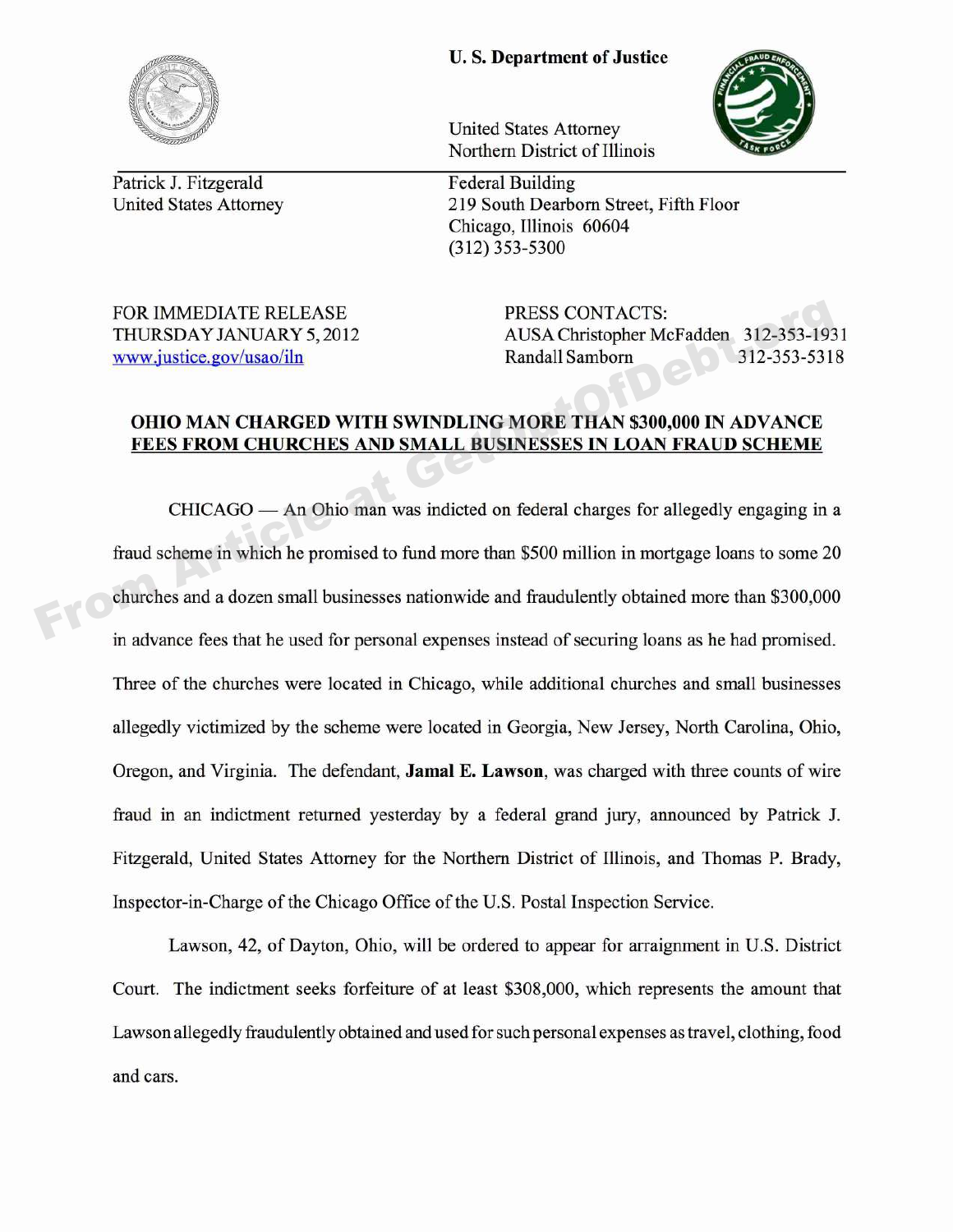**U. S. Department of Justice**

United States Attorney
Northern District of Illinois

Patrick J. Fitzgerald
United States Attorney

Federal Building
219 South Dearborn Street, Fifth Floor
Chicago, Illinois 60604
(312) 353-5300

FOR IMMEDIATE RELEASE
THURSDAY JANUARY 5, 2012
www.justice.gov/usao/iln

PRESS CONTACTS:
AUSA Christopher McFadden 312-353-1931
Randall Samborn 312-353-5318

## OHIO MAN CHARGED WITH SWINDLING MORE THAN $300,000 IN ADVANCE FEES FROM CHURCHES AND SMALL BUSINESSES IN LOAN FRAUD SCHEME

CHICAGO — An Ohio man was indicted on federal charges for allegedly engaging in a fraud scheme in which he promised to fund more than $500 million in mortgage loans to some 20 churches and a dozen small businesses nationwide and fraudulently obtained more than $300,000 in advance fees that he used for personal expenses instead of securing loans as he had promised. Three of the churches were located in Chicago, while additional churches and small businesses allegedly victimized by the scheme were located in Georgia, New Jersey, North Carolina, Ohio, Oregon, and Virginia. The defendant, **Jamal E. Lawson**, was charged with three counts of wire fraud in an indictment returned yesterday by a federal grand jury, announced by Patrick J. Fitzgerald, United States Attorney for the Northern District of Illinois, and Thomas P. Brady, Inspector-in-Charge of the Chicago Office of the U.S. Postal Inspection Service.

Lawson, 42, of Dayton, Ohio, will be ordered to appear for arraignment in U.S. District Court. The indictment seeks forfeiture of at least $308,000, which represents the amount that Lawson allegedly fraudulently obtained and used for such personal expenses as travel, clothing, food and cars.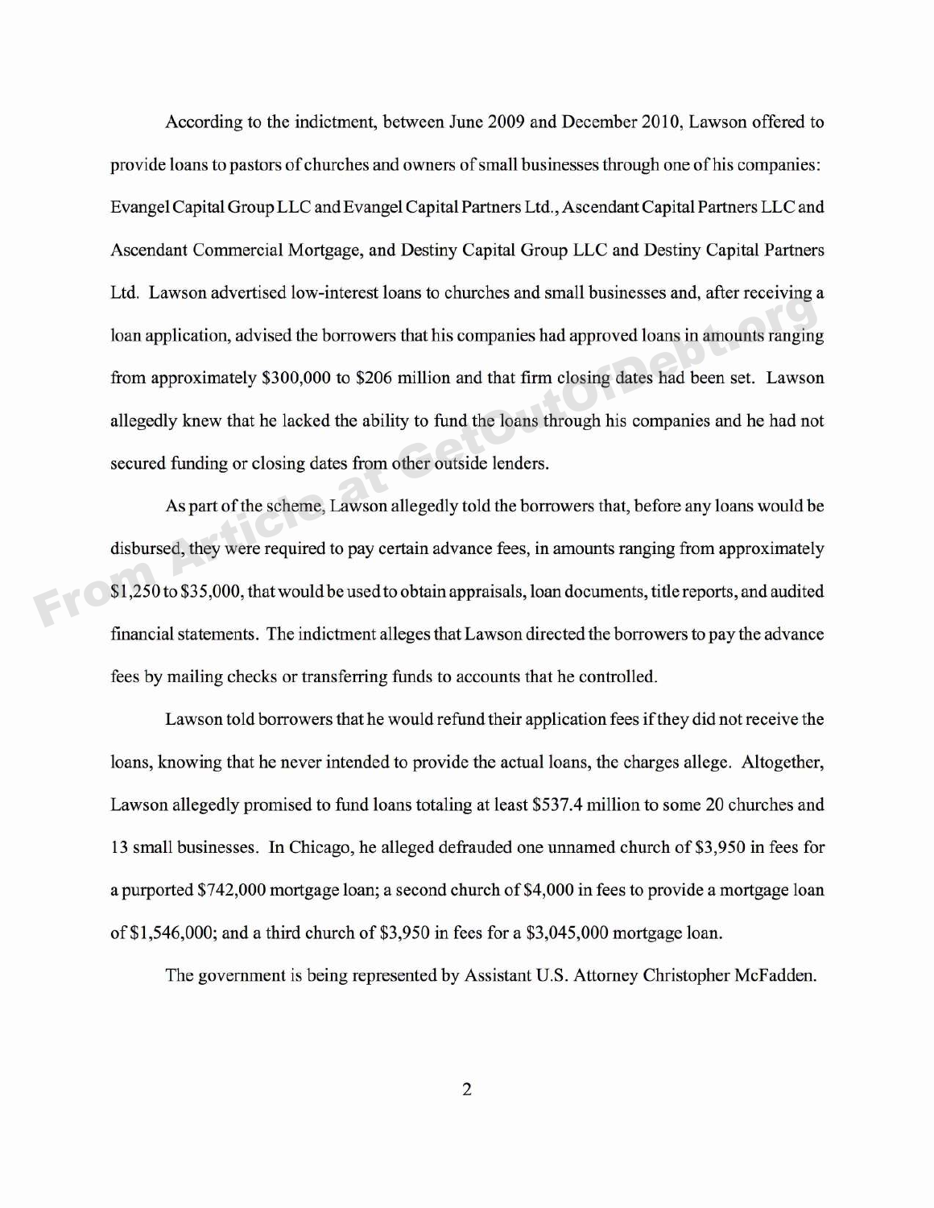According to the indictment, between June 2009 and December 2010, Lawson offered to provide loans to pastors of churches and owners of small businesses through one of his companies: Evangel Capital Group LLC and Evangel Capital Partners Ltd., Ascendant Capital Partners LLC and Ascendant Commercial Mortgage, and Destiny Capital Group LLC and Destiny Capital Partners Ltd. Lawson advertised low-interest loans to churches and small businesses and, after receiving a loan application, advised the borrowers that his companies had approved loans in amounts ranging from approximately $300,000 to $206 million and that firm closing dates had been set. Lawson allegedly knew that he lacked the ability to fund the loans through his companies and he had not secured funding or closing dates from other outside lenders.

As part of the scheme, Lawson allegedly told the borrowers that, before any loans would be disbursed, they were required to pay certain advance fees, in amounts ranging from approximately $1,250 to $35,000, that would be used to obtain appraisals, loan documents, title reports, and audited financial statements. The indictment alleges that Lawson directed the borrowers to pay the advance fees by mailing checks or transferring funds to accounts that he controlled.

Lawson told borrowers that he would refund their application fees if they did not receive the loans, knowing that he never intended to provide the actual loans, the charges allege. Altogether, Lawson allegedly promised to fund loans totaling at least $537.4 million to some 20 churches and 13 small businesses. In Chicago, he alleged defrauded one unnamed church of $3,950 in fees for a purported $742,000 mortgage loan; a second church of $4,000 in fees to provide a mortgage loan of $1,546,000; and a third church of $3,950 in fees for a $3,045,000 mortgage loan.

The government is being represented by Assistant U.S. Attorney Christopher McFadden.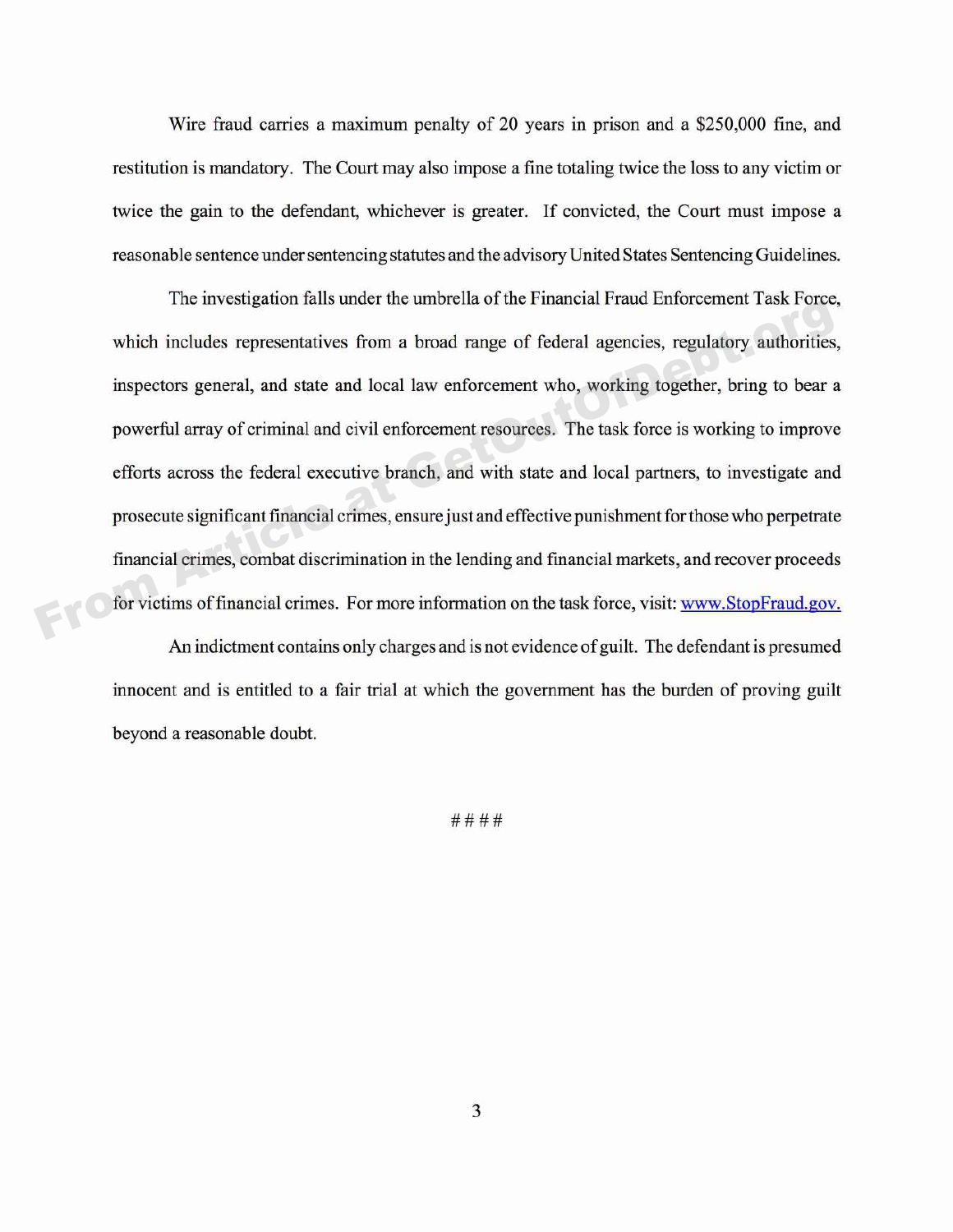Wire fraud carries a maximum penalty of 20 years in prison and a $250,000 fine, and restitution is mandatory. The Court may also impose a fine totaling twice the loss to any victim or twice the gain to the defendant, whichever is greater. If convicted, the Court must impose a reasonable sentence under sentencing statutes and the advisory United States Sentencing Guidelines.

The investigation falls under the umbrella of the Financial Fraud Enforcement Task Force, which includes representatives from a broad range of federal agencies, regulatory authorities, inspectors general, and state and local law enforcement who, working together, bring to bear a powerful array of criminal and civil enforcement resources. The task force is working to improve efforts across the federal executive branch, and with state and local partners, to investigate and prosecute significant financial crimes, ensure just and effective punishment for those who perpetrate financial crimes, combat discrimination in the lending and financial markets, and recover proceeds for victims of financial crimes. For more information on the task force, visit: www.StopFraud.gov.

An indictment contains only charges and is not evidence of guilt. The defendant is presumed innocent and is entitled to a fair trial at which the government has the burden of proving guilt beyond a reasonable doubt.

####